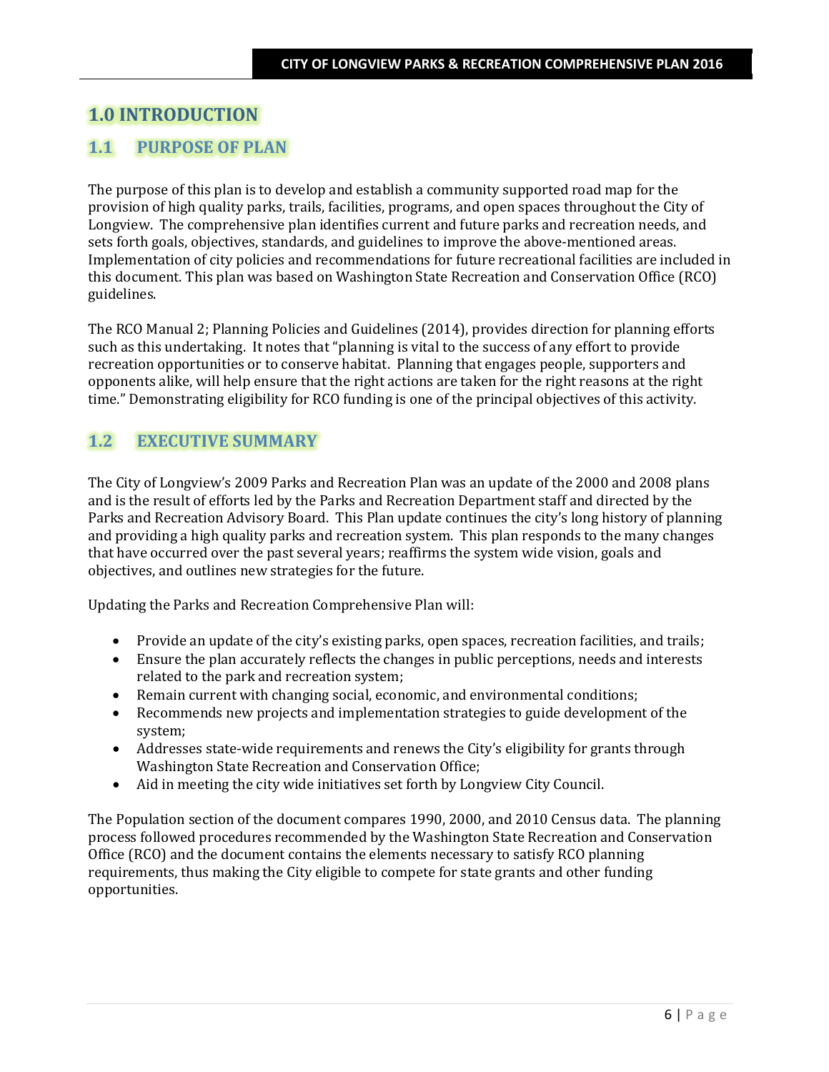# 1.0 INTRODUCTION

## 1.1 PURPOSE OF PLAN

The purpose of this plan is to develop and establish a community supported road map for the provision of high quality parks, trails, facilities, programs, and open spaces throughout the City of Longview. The comprehensive plan identifies current and future parks and recreation needs, and sets forth goals, objectives, standards, and guidelines to improve the above-mentioned areas. Implementation of city policies and recommendations for future recreational facilities are included in this document. This plan was based on Washington State Recreation and Conservation Office (RCO) guidelines.

The RCO Manual 2; Planning Policies and Guidelines (2014), provides direction for planning efforts such as this undertaking. It notes that "planning is vital to the success of any effort to provide recreation opportunities or to conserve habitat. Planning that engages people, supporters and opponents alike, will help ensure that the right actions are taken for the right reasons at the right time." Demonstrating eligibility for RCO funding is one of the principal objectives of this activity.

## 1.2 EXECUTIVE SUMMARY

The City of Longview's 2009 Parks and Recreation Plan was an update of the 2000 and 2008 plans and is the result of efforts led by the Parks and Recreation Department staff and directed by the Parks and Recreation Advisory Board. This Plan update continues the city's long history of planning and providing a high quality parks and recreation system. This plan responds to the many changes that have occurred over the past several years; reaffirms the system wide vision, goals and objectives, and outlines new strategies for the future.

Updating the Parks and Recreation Comprehensive Plan will:

- Provide an update of the city's existing parks, open spaces, recreation facilities, and trails;
- Ensure the plan accurately reflects the changes in public perceptions, needs and interests related to the park and recreation system;
- Remain current with changing social, economic, and environmental conditions;
- Recommends new projects and implementation strategies to guide development of the system;
- Addresses state-wide requirements and renews the City's eligibility for grants through Washington State Recreation and Conservation Office;
- Aid in meeting the city wide initiatives set forth by Longview City Council.

The Population section of the document compares 1990, 2000, and 2010 Census data. The planning process followed procedures recommended by the Washington State Recreation and Conservation Office (RCO) and the document contains the elements necessary to satisfy RCO planning requirements, thus making the City eligible to compete for state grants and other funding opportunities.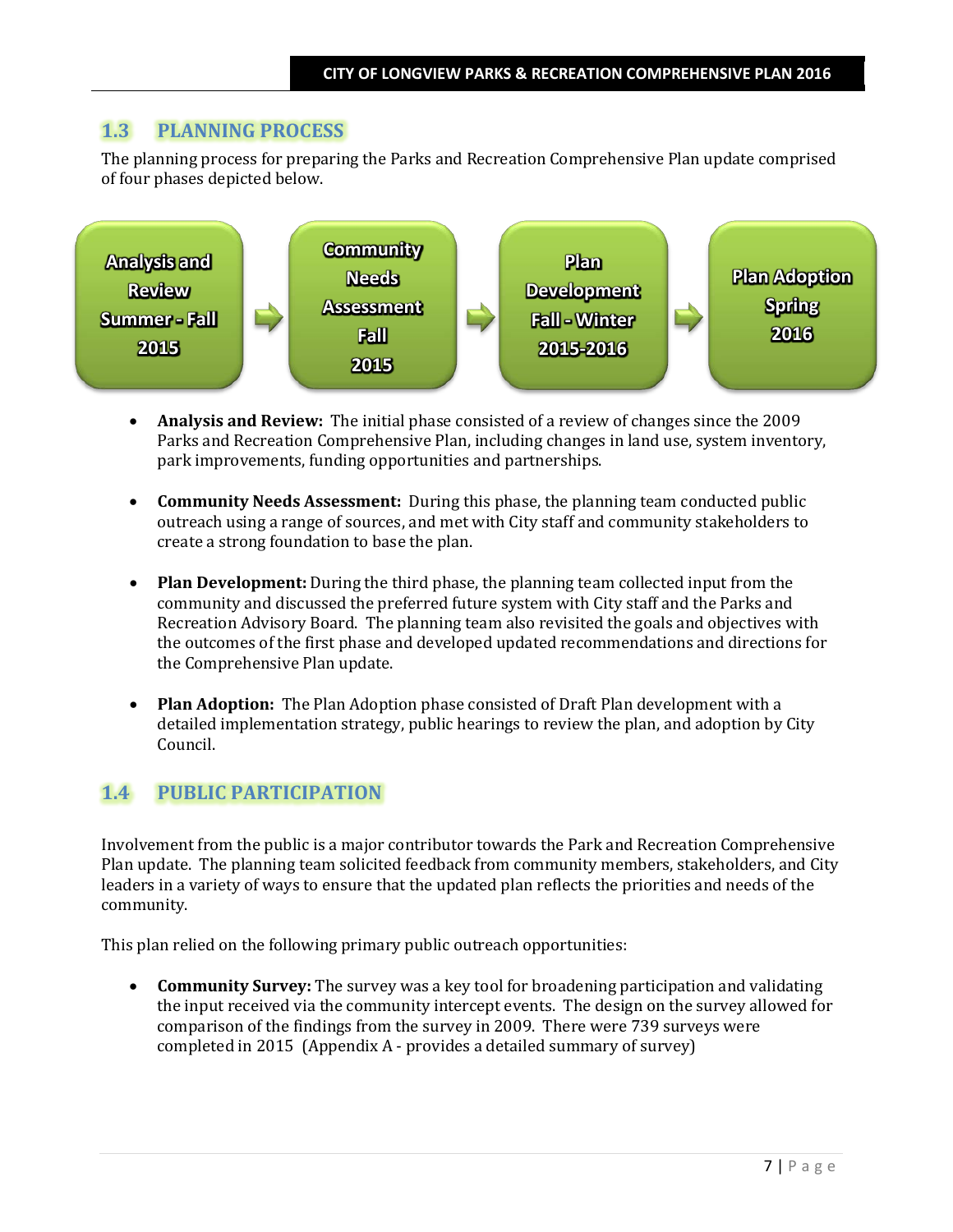## 1.3 PLANNING PROCESS

The planning process for preparing the Parks and Recreation Comprehensive Plan update comprised of four phases depicted below.

Analysis and Review Summer - Fall 2015 → Community Needs Assessment Fall 2015 → Plan Development Fall - Winter 2015-2016 → Plan Adoption Spring 2016

- **Analysis and Review:** The initial phase consisted of a review of changes since the 2009 Parks and Recreation Comprehensive Plan, including changes in land use, system inventory, park improvements, funding opportunities and partnerships.
- **Community Needs Assessment:** During this phase, the planning team conducted public outreach using a range of sources, and met with City staff and community stakeholders to create a strong foundation to base the plan.
- **Plan Development:** During the third phase, the planning team collected input from the community and discussed the preferred future system with City staff and the Parks and Recreation Advisory Board. The planning team also revisited the goals and objectives with the outcomes of the first phase and developed updated recommendations and directions for the Comprehensive Plan update.
- **Plan Adoption:** The Plan Adoption phase consisted of Draft Plan development with a detailed implementation strategy, public hearings to review the plan, and adoption by City Council.

## 1.4 PUBLIC PARTICIPATION

Involvement from the public is a major contributor towards the Park and Recreation Comprehensive Plan update. The planning team solicited feedback from community members, stakeholders, and City leaders in a variety of ways to ensure that the updated plan reflects the priorities and needs of the community.

This plan relied on the following primary public outreach opportunities:

- **Community Survey:** The survey was a key tool for broadening participation and validating the input received via the community intercept events. The design on the survey allowed for comparison of the findings from the survey in 2009. There were 739 surveys were completed in 2015 (Appendix A - provides a detailed summary of survey)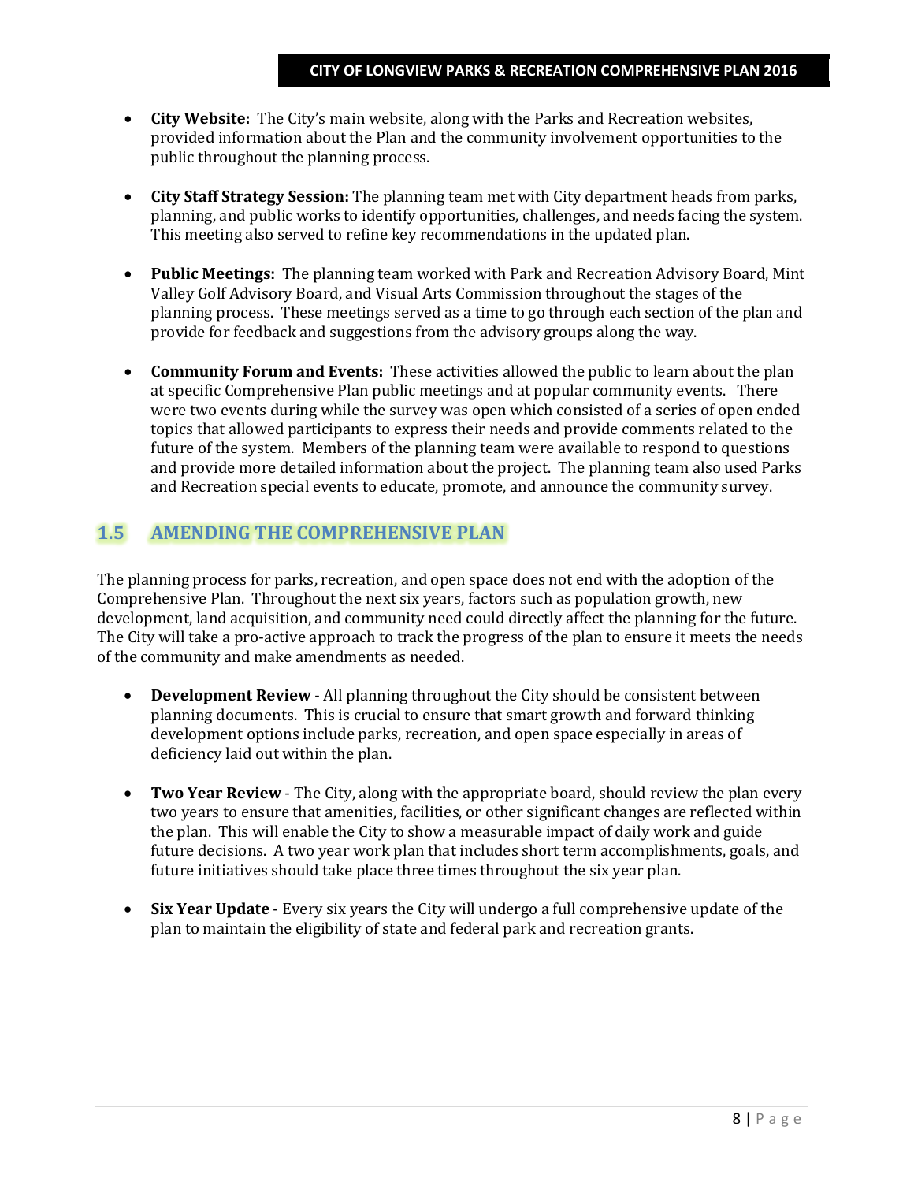- **City Website:** The City's main website, along with the Parks and Recreation websites, provided information about the Plan and the community involvement opportunities to the public throughout the planning process.

- **City Staff Strategy Session:** The planning team met with City department heads from parks, planning, and public works to identify opportunities, challenges, and needs facing the system. This meeting also served to refine key recommendations in the updated plan.

- **Public Meetings:** The planning team worked with Park and Recreation Advisory Board, Mint Valley Golf Advisory Board, and Visual Arts Commission throughout the stages of the planning process. These meetings served as a time to go through each section of the plan and provide for feedback and suggestions from the advisory groups along the way.

- **Community Forum and Events:** These activities allowed the public to learn about the plan at specific Comprehensive Plan public meetings and at popular community events. There were two events during while the survey was open which consisted of a series of open ended topics that allowed participants to express their needs and provide comments related to the future of the system. Members of the planning team were available to respond to questions and provide more detailed information about the project. The planning team also used Parks and Recreation special events to educate, promote, and announce the community survey.

## 1.5 AMENDING THE COMPREHENSIVE PLAN

The planning process for parks, recreation, and open space does not end with the adoption of the Comprehensive Plan. Throughout the next six years, factors such as population growth, new development, land acquisition, and community need could directly affect the planning for the future. The City will take a pro-active approach to track the progress of the plan to ensure it meets the needs of the community and make amendments as needed.

- **Development Review** - All planning throughout the City should be consistent between planning documents. This is crucial to ensure that smart growth and forward thinking development options include parks, recreation, and open space especially in areas of deficiency laid out within the plan.

- **Two Year Review** - The City, along with the appropriate board, should review the plan every two years to ensure that amenities, facilities, or other significant changes are reflected within the plan. This will enable the City to show a measurable impact of daily work and guide future decisions. A two year work plan that includes short term accomplishments, goals, and future initiatives should take place three times throughout the six year plan.

- **Six Year Update** - Every six years the City will undergo a full comprehensive update of the plan to maintain the eligibility of state and federal park and recreation grants.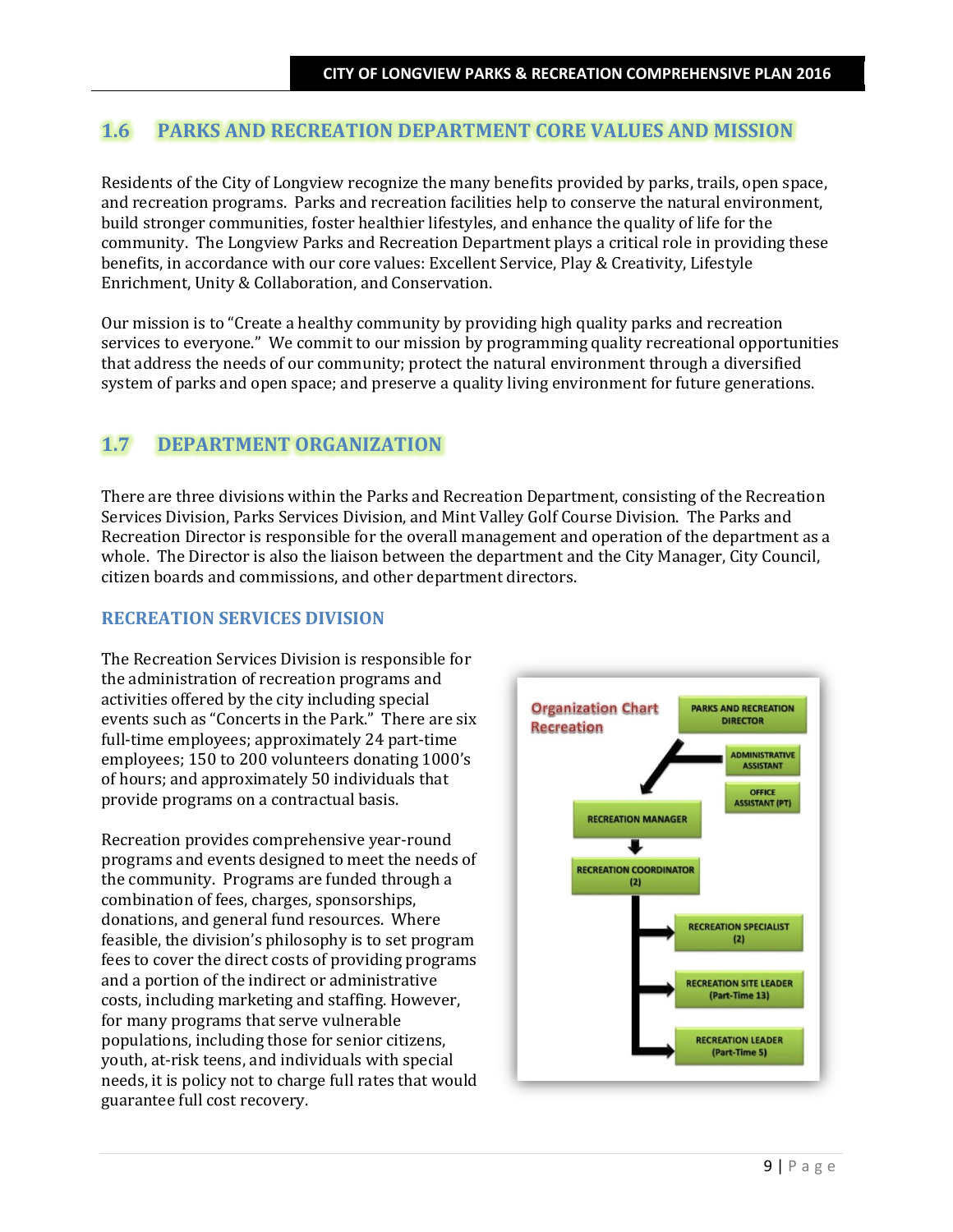## 1.6 PARKS AND RECREATION DEPARTMENT CORE VALUES AND MISSION

Residents of the City of Longview recognize the many benefits provided by parks, trails, open space, and recreation programs. Parks and recreation facilities help to conserve the natural environment, build stronger communities, foster healthier lifestyles, and enhance the quality of life for the community. The Longview Parks and Recreation Department plays a critical role in providing these benefits, in accordance with our core values: Excellent Service, Play & Creativity, Lifestyle Enrichment, Unity & Collaboration, and Conservation.

Our mission is to "Create a healthy community by providing high quality parks and recreation services to everyone." We commit to our mission by programming quality recreational opportunities that address the needs of our community; protect the natural environment through a diversified system of parks and open space; and preserve a quality living environment for future generations.

## 1.7 DEPARTMENT ORGANIZATION

There are three divisions within the Parks and Recreation Department, consisting of the Recreation Services Division, Parks Services Division, and Mint Valley Golf Course Division. The Parks and Recreation Director is responsible for the overall management and operation of the department as a whole. The Director is also the liaison between the department and the City Manager, City Council, citizen boards and commissions, and other department directors.

### RECREATION SERVICES DIVISION

The Recreation Services Division is responsible for the administration of recreation programs and activities offered by the city including special events such as "Concerts in the Park." There are six full-time employees; approximately 24 part-time employees; 150 to 200 volunteers donating 1000's of hours; and approximately 50 individuals that provide programs on a contractual basis.

Recreation provides comprehensive year-round programs and events designed to meet the needs of the community. Programs are funded through a combination of fees, charges, sponsorships, donations, and general fund resources. Where feasible, the division's philosophy is to set program fees to cover the direct costs of providing programs and a portion of the indirect or administrative costs, including marketing and staffing. However, for many programs that serve vulnerable populations, including those for senior citizens, youth, at-risk teens, and individuals with special needs, it is policy not to charge full rates that would guarantee full cost recovery.

**Organization Chart Recreation**

- PARKS AND RECREATION DIRECTOR
  - ADMINISTRATIVE ASSISTANT
  - OFFICE ASSISTANT (PT)
  - RECREATION MANAGER
    - RECREATION COORDINATOR (2)
      - RECREATION SPECIALIST (2)
      - RECREATION SITE LEADER (Part-Time 13)
      - RECREATION LEADER (Part-Time 5)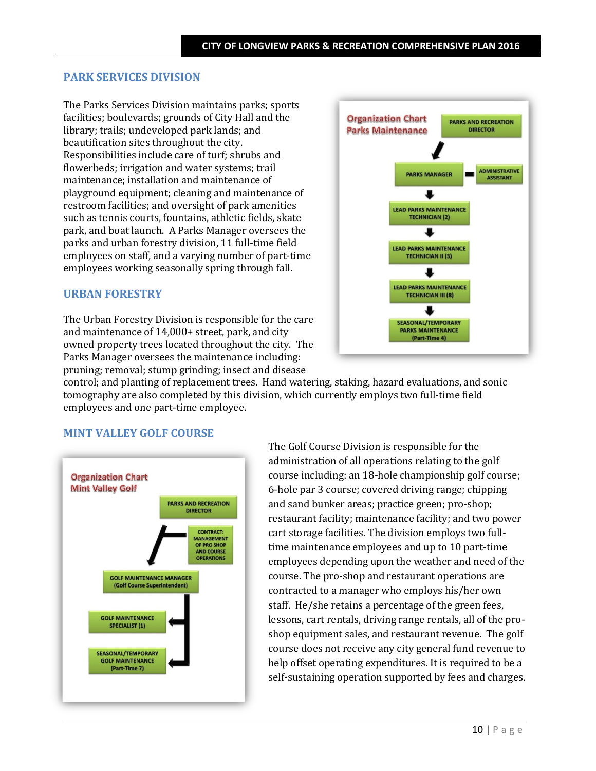## PARK SERVICES DIVISION

The Parks Services Division maintains parks; sports facilities; boulevards; grounds of City Hall and the library; trails; undeveloped park lands; and beautification sites throughout the city. Responsibilities include care of turf; shrubs and flowerbeds; irrigation and water systems; trail maintenance; installation and maintenance of playground equipment; cleaning and maintenance of restroom facilities; and oversight of park amenities such as tennis courts, fountains, athletic fields, skate park, and boat launch. A Parks Manager oversees the parks and urban forestry division, 11 full-time field employees on staff, and a varying number of part-time employees working seasonally spring through fall.

**Organization Chart Parks Maintenance**

- PARKS AND RECREATION DIRECTOR
  - PARKS MANAGER — ADMINISTRATIVE ASSISTANT
    - LEAD PARKS MAINTENANCE TECHNICIAN (2)
      - LEAD PARKS MAINTENANCE TECHNICIAN II (3)
        - LEAD PARKS MAINTENANCE TECHNICIAN III (8)
          - SEASONAL/TEMPORARY PARKS MAINTENANCE (Part-Time 4)

## URBAN FORESTRY

The Urban Forestry Division is responsible for the care and maintenance of 14,000+ street, park, and city owned property trees located throughout the city. The Parks Manager oversees the maintenance including: pruning; removal; stump grinding; insect and disease control; and planting of replacement trees. Hand watering, staking, hazard evaluations, and sonic tomography are also completed by this division, which currently employs two full-time field employees and one part-time employee.

## MINT VALLEY GOLF COURSE

**Organization Chart Mint Valley Golf**

- PARKS AND RECREATION DIRECTOR
  - CONTRACT: MANAGEMENT OF PRO SHOP AND COURSE OPERATIONS
  - GOLF MAINTENANCE MANAGER (Golf Course Superintendent)
    - GOLF MAINTENANCE SPECIALIST (1)
    - SEASONAL/TEMPORARY GOLF MAINTENANCE (Part-Time 7)

The Golf Course Division is responsible for the administration of all operations relating to the golf course including: an 18-hole championship golf course; 6-hole par 3 course; covered driving range; chipping and sand bunker areas; practice green; pro-shop; restaurant facility; maintenance facility; and two power cart storage facilities. The division employs two full-time maintenance employees and up to 10 part-time employees depending upon the weather and need of the course. The pro-shop and restaurant operations are contracted to a manager who employs his/her own staff. He/she retains a percentage of the green fees, lessons, cart rentals, driving range rentals, all of the pro-shop equipment sales, and restaurant revenue. The golf course does not receive any city general fund revenue to help offset operating expenditures. It is required to be a self-sustaining operation supported by fees and charges.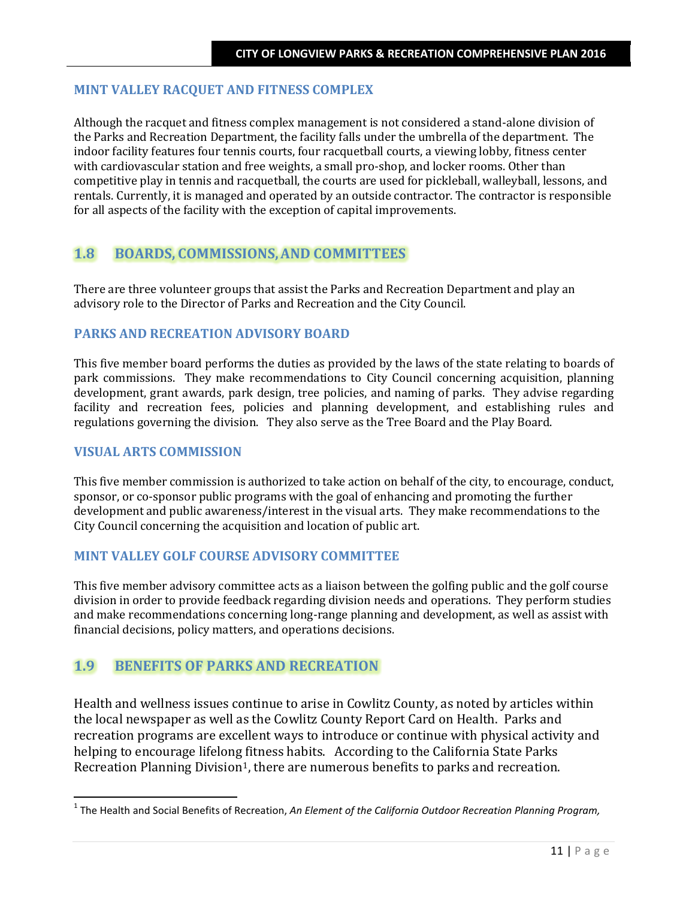### MINT VALLEY RACQUET AND FITNESS COMPLEX

Although the racquet and fitness complex management is not considered a stand-alone division of the Parks and Recreation Department, the facility falls under the umbrella of the department. The indoor facility features four tennis courts, four racquetball courts, a viewing lobby, fitness center with cardiovascular station and free weights, a small pro-shop, and locker rooms. Other than competitive play in tennis and racquetball, the courts are used for pickleball, walleyball, lessons, and rentals. Currently, it is managed and operated by an outside contractor. The contractor is responsible for all aspects of the facility with the exception of capital improvements.

## 1.8 BOARDS, COMMISSIONS, AND COMMITTEES

There are three volunteer groups that assist the Parks and Recreation Department and play an advisory role to the Director of Parks and Recreation and the City Council.

### PARKS AND RECREATION ADVISORY BOARD

This five member board performs the duties as provided by the laws of the state relating to boards of park commissions. They make recommendations to City Council concerning acquisition, planning development, grant awards, park design, tree policies, and naming of parks. They advise regarding facility and recreation fees, policies and planning development, and establishing rules and regulations governing the division. They also serve as the Tree Board and the Play Board.

### VISUAL ARTS COMMISSION

This five member commission is authorized to take action on behalf of the city, to encourage, conduct, sponsor, or co-sponsor public programs with the goal of enhancing and promoting the further development and public awareness/interest in the visual arts. They make recommendations to the City Council concerning the acquisition and location of public art.

### MINT VALLEY GOLF COURSE ADVISORY COMMITTEE

This five member advisory committee acts as a liaison between the golfing public and the golf course division in order to provide feedback regarding division needs and operations. They perform studies and make recommendations concerning long-range planning and development, as well as assist with financial decisions, policy matters, and operations decisions.

## 1.9 BENEFITS OF PARKS AND RECREATION

Health and wellness issues continue to arise in Cowlitz County, as noted by articles within the local newspaper as well as the Cowlitz County Report Card on Health. Parks and recreation programs are excellent ways to introduce or continue with physical activity and helping to encourage lifelong fitness habits. According to the California State Parks Recreation Planning Division[1], there are numerous benefits to parks and recreation.

---

[1] The Health and Social Benefits of Recreation, *An Element of the California Outdoor Recreation Planning Program,*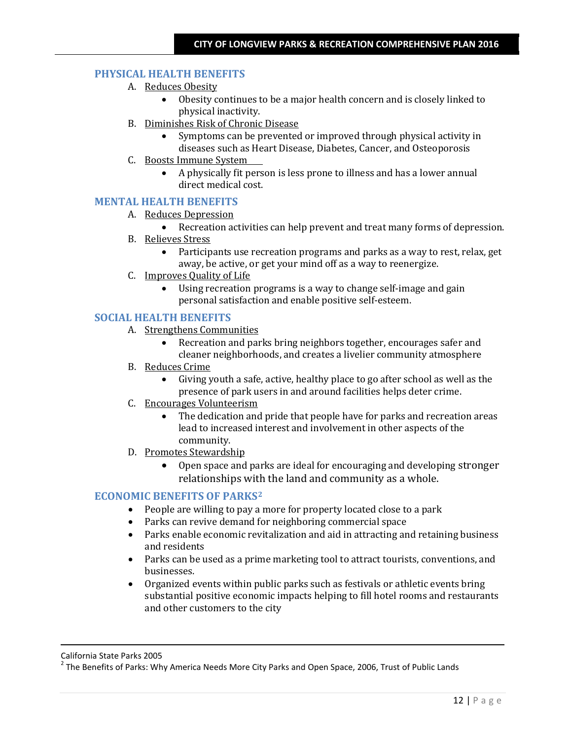## PHYSICAL HEALTH BENEFITS

A. Reduces Obesity
   - Obesity continues to be a major health concern and is closely linked to physical inactivity.

B. Diminishes Risk of Chronic Disease
   - Symptoms can be prevented or improved through physical activity in diseases such as Heart Disease, Diabetes, Cancer, and Osteoporosis

C. Boosts Immune System
   - A physically fit person is less prone to illness and has a lower annual direct medical cost.

## MENTAL HEALTH BENEFITS

A. Reduces Depression
   - Recreation activities can help prevent and treat many forms of depression.

B. Relieves Stress
   - Participants use recreation programs and parks as a way to rest, relax, get away, be active, or get your mind off as a way to reenergize.

C. Improves Quality of Life
   - Using recreation programs is a way to change self-image and gain personal satisfaction and enable positive self-esteem.

## SOCIAL HEALTH BENEFITS

A. Strengthens Communities
   - Recreation and parks bring neighbors together, encourages safer and cleaner neighborhoods, and creates a livelier community atmosphere

B. Reduces Crime
   - Giving youth a safe, active, healthy place to go after school as well as the presence of park users in and around facilities helps deter crime.

C. Encourages Volunteerism
   - The dedication and pride that people have for parks and recreation areas lead to increased interest and involvement in other aspects of the community.

D. Promotes Stewardship
   - Open space and parks are ideal for encouraging and developing stronger relationships with the land and community as a whole.

## ECONOMIC BENEFITS OF PARKS[2]

- People are willing to pay a more for property located close to a park
- Parks can revive demand for neighboring commercial space
- Parks enable economic revitalization and aid in attracting and retaining business and residents
- Parks can be used as a prime marketing tool to attract tourists, conventions, and businesses.
- Organized events within public parks such as festivals or athletic events bring substantial positive economic impacts helping to fill hotel rooms and restaurants and other customers to the city

---

California State Parks 2005

[2] The Benefits of Parks: Why America Needs More City Parks and Open Space, 2006, Trust of Public Lands